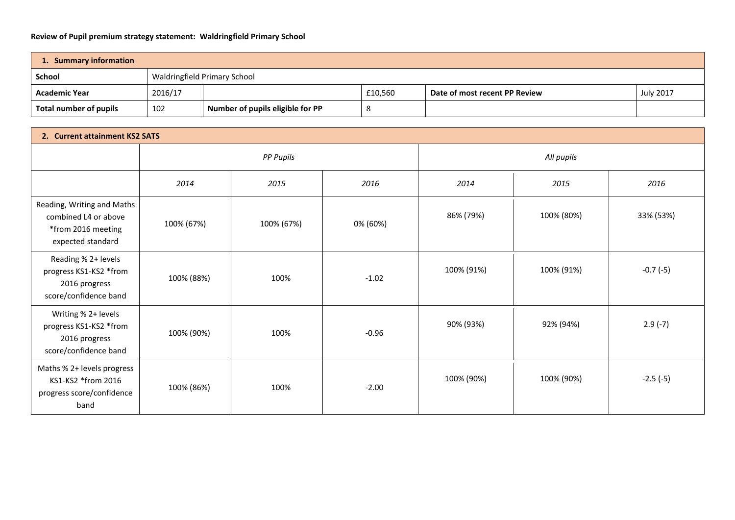**Review of Pupil premium strategy statement: Waldringfield Primary School**

| 1. Summary information | | | | | |
|---|---|---|---|---|---|
| **School** | Waldringfield Primary School | | | | |
| **Academic Year** | 2016/17 | | £10,560 | **Date of most recent PP Review** | July 2017 |
| **Total number of pupils** | 102 | **Number of pupils eligible for PP** | 8 | | |

| 2. Current attainment KS2 SATS | | | | | | |
|---|---|---|---|---|---|---|
| | *PP Pupils* | | | *All pupils* | | |
| | *2014* | *2015* | *2016* | *2014* | *2015* | *2016* |
| Reading, Writing and Maths combined L4 or above *from 2016 meeting expected standard | 100% (67%) | 100% (67%) | 0% (60%) | 86% (79%) | 100% (80%) | 33% (53%) |
| Reading % 2+ levels progress KS1-KS2 *from 2016 progress score/confidence band | 100% (88%) | 100% | -1.02 | 100% (91%) | 100% (91%) | -0.7 (-5) |
| Writing % 2+ levels progress KS1-KS2 *from 2016 progress score/confidence band | 100% (90%) | 100% | -0.96 | 90% (93%) | 92% (94%) | 2.9 (-7) |
| Maths % 2+ levels progress KS1-KS2 *from 2016 progress score/confidence band | 100% (86%) | 100% | -2.00 | 100% (90%) | 100% (90%) | -2.5 (-5) |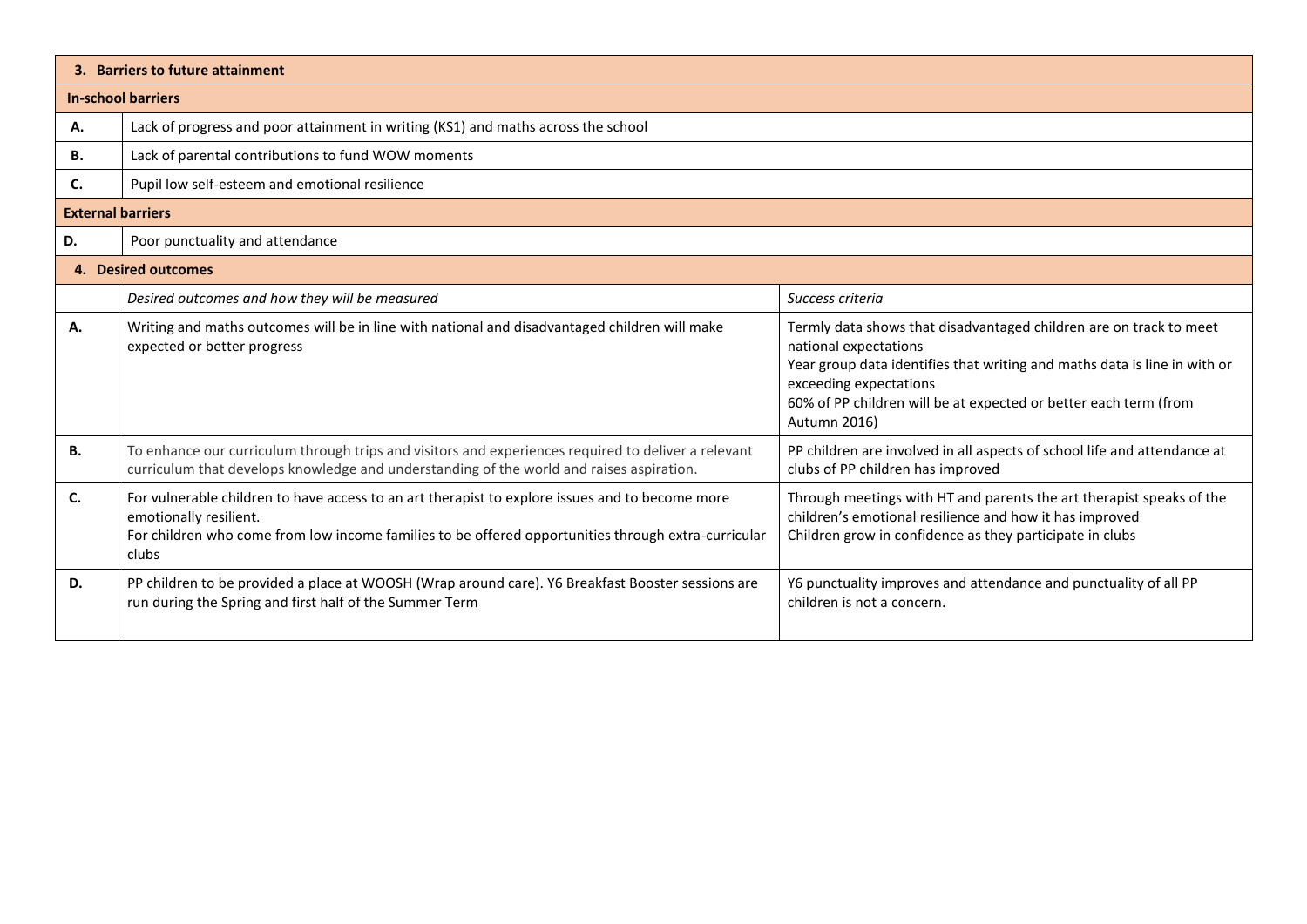| 3. Barriers to future attainment | |
|---|---|
| **In-school barriers** | |
| **A.** | Lack of progress and poor attainment in writing (KS1) and maths across the school |
| **B.** | Lack of parental contributions to fund WOW moments |
| **C.** | Pupil low self-esteem and emotional resilience |
| **External barriers** | |
| **D.** | Poor punctuality and attendance |

| 4. Desired outcomes | | |
|---|---|---|
| | *Desired outcomes and how they will be measured* | *Success criteria* |
| **A.** | Writing and maths outcomes will be in line with national and disadvantaged children will make expected or better progress | Termly data shows that disadvantaged children are on track to meet national expectations<br>Year group data identifies that writing and maths data is line in with or exceeding expectations<br>60% of PP children will be at expected or better each term (from Autumn 2016) |
| **B.** | To enhance our curriculum through trips and visitors and experiences required to deliver a relevant curriculum that develops knowledge and understanding of the world and raises aspiration. | PP children are involved in all aspects of school life and attendance at clubs of PP children has improved |
| **C.** | For vulnerable children to have access to an art therapist to explore issues and to become more emotionally resilient.<br>For children who come from low income families to be offered opportunities through extra-curricular clubs | Through meetings with HT and parents the art therapist speaks of the children's emotional resilience and how it has improved<br>Children grow in confidence as they participate in clubs |
| **D.** | PP children to be provided a place at WOOSH (Wrap around care). Y6 Breakfast Booster sessions are run during the Spring and first half of the Summer Term | Y6 punctuality improves and attendance and punctuality of all PP children is not a concern. |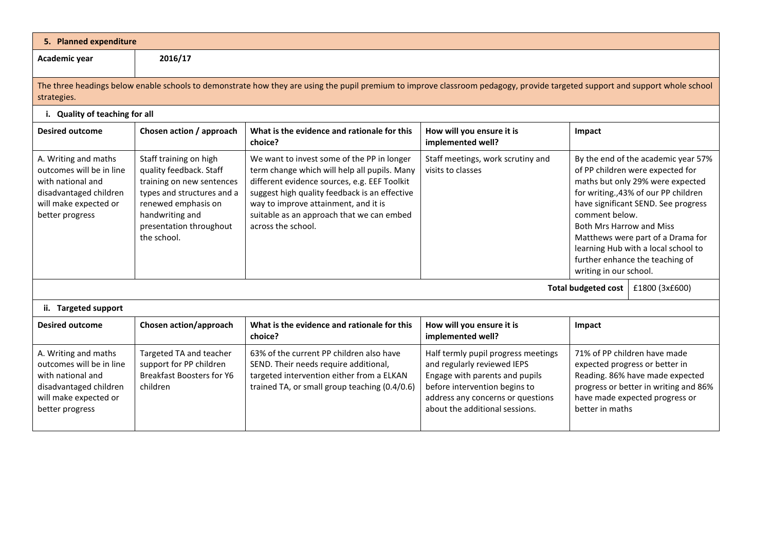## 5. Planned expenditure

| Academic year | 2016/17 |
|---|---|

The three headings below enable schools to demonstrate how they are using the pupil premium to improve classroom pedagogy, provide targeted support and support whole school strategies.

### i. Quality of teaching for all

| Desired outcome | Chosen action / approach | What is the evidence and rationale for this choice? | How will you ensure it is implemented well? | Impact |
|---|---|---|---|---|
| A. Writing and maths outcomes will be in line with national and disadvantaged children will make expected or better progress | Staff training on high quality feedback. Staff training on new sentences types and structures and a renewed emphasis on handwriting and presentation throughout the school. | We want to invest some of the PP in longer term change which will help all pupils. Many different evidence sources, e.g. EEF Toolkit suggest high quality feedback is an effective way to improve attainment, and it is suitable as an approach that we can embed across the school. | Staff meetings, work scrutiny and visits to classes | By the end of the academic year 57% of PP children were expected for maths but only 29% were expected for writing.,43% of our PP children have significant SEND. See progress comment below. Both Mrs Harrow and Miss Matthews were part of a Drama for learning Hub with a local school to further enhance the teaching of writing in our school. |
| | | | **Total budgeted cost** | £1800 (3x£600) |

### ii. Targeted support

| Desired outcome | Chosen action/approach | What is the evidence and rationale for this choice? | How will you ensure it is implemented well? | Impact |
|---|---|---|---|---|
| A. Writing and maths outcomes will be in line with national and disadvantaged children will make expected or better progress | Targeted TA and teacher support for PP children Breakfast Boosters for Y6 children | 63% of the current PP children also have SEND. Their needs require additional, targeted intervention either from a ELKAN trained TA, or small group teaching (0.4/0.6) | Half termly pupil progress meetings and regularly reviewed IEPS Engage with parents and pupils before intervention begins to address any concerns or questions about the additional sessions. | 71% of PP children have made expected progress or better in Reading. 86% have made expected progress or better in writing and 86% have made expected progress or better in maths |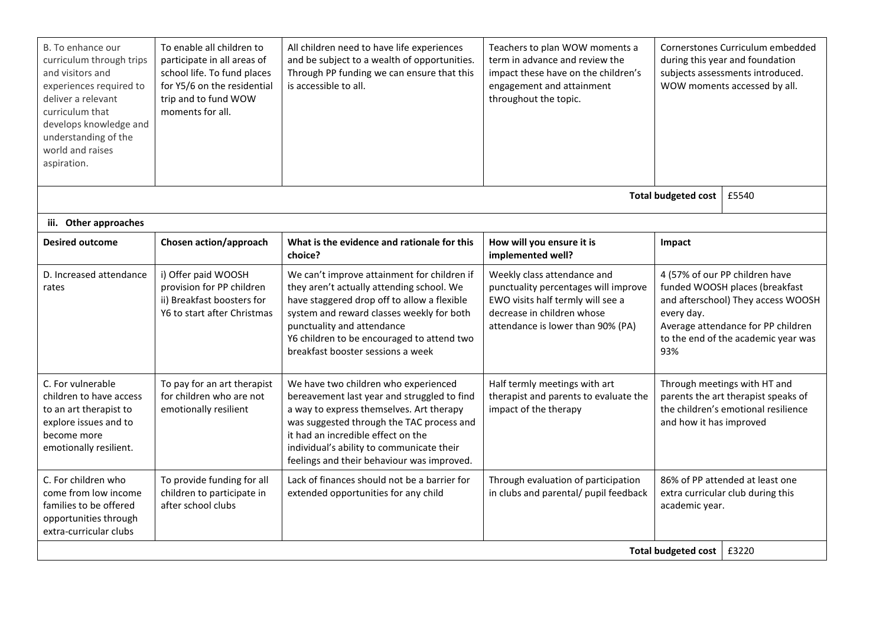| | | | | | |
|---|---|---|---|---|---|
| B. To enhance our curriculum through trips and visitors and experiences required to deliver a relevant curriculum that develops knowledge and understanding of the world and raises aspiration. | To enable all children to participate in all areas of school life. To fund places for Y5/6 on the residential trip and to fund WOW moments for all. | All children need to have life experiences and be subject to a wealth of opportunities. Through PP funding we can ensure that this is accessible to all. | Teachers to plan WOW moments a term in advance and review the impact these have on the children's engagement and attainment throughout the topic. | Cornerstones Curriculum embedded during this year and foundation subjects assessments introduced. WOW moments accessed by all. | |
| | | | | **Total budgeted cost** | £5540 |

**iii. Other approaches**

| **Desired outcome** | **Chosen action/approach** | **What is the evidence and rationale for this choice?** | **How will you ensure it is implemented well?** | **Impact** | |
|---|---|---|---|---|---|
| D. Increased attendance rates | i) Offer paid WOOSH provision for PP children<br>ii) Breakfast boosters for Y6 to start after Christmas | We can't improve attainment for children if they aren't actually attending school. We have staggered drop off to allow a flexible system and reward classes weekly for both punctuality and attendance<br>Y6 children to be encouraged to attend two breakfast booster sessions a week | Weekly class attendance and punctuality percentages will improve EWO visits half termly will see a decrease in children whose attendance is lower than 90% (PA) | 4 (57% of our PP children have funded WOOSH places (breakfast and afterschool) They access WOOSH every day.<br>Average attendance for PP children to the end of the academic year was 93% | |
| C. For vulnerable children to have access to an art therapist to explore issues and to become more emotionally resilient. | To pay for an art therapist for children who are not emotionally resilient | We have two children who experienced bereavement last year and struggled to find a way to express themselves. Art therapy was suggested through the TAC process and it had an incredible effect on the individual's ability to communicate their feelings and their behaviour was improved. | Half termly meetings with art therapist and parents to evaluate the impact of the therapy | Through meetings with HT and parents the art therapist speaks of the children's emotional resilience and how it has improved | |
| C. For children who come from low income families to be offered opportunities through extra-curricular clubs | To provide funding for all children to participate in after school clubs | Lack of finances should not be a barrier for extended opportunities for any child | Through evaluation of participation in clubs and parental/ pupil feedback | 86% of PP attended at least one extra curricular club during this academic year. | |
| | | | | **Total budgeted cost** | £3220 |